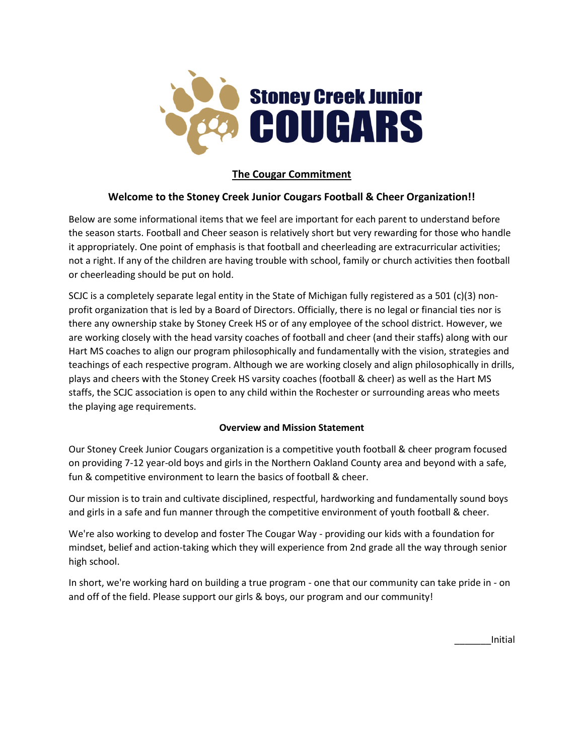**Stoney Creek Junior**
# COUGARS

## The Cougar Commitment

### Welcome to the Stoney Creek Junior Cougars Football & Cheer Organization!!

Below are some informational items that we feel are important for each parent to understand before the season starts. Football and Cheer season is relatively short but very rewarding for those who handle it appropriately. One point of emphasis is that football and cheerleading are extracurricular activities; not a right. If any of the children are having trouble with school, family or church activities then football or cheerleading should be put on hold.

SCJC is a completely separate legal entity in the State of Michigan fully registered as a 501 (c)(3) non-profit organization that is led by a Board of Directors. Officially, there is no legal or financial ties nor is there any ownership stake by Stoney Creek HS or of any employee of the school district. However, we are working closely with the head varsity coaches of football and cheer (and their staffs) along with our Hart MS coaches to align our program philosophically and fundamentally with the vision, strategies and teachings of each respective program. Although we are working closely and align philosophically in drills, plays and cheers with the Stoney Creek HS varsity coaches (football & cheer) as well as the Hart MS staffs, the SCJC association is open to any child within the Rochester or surrounding areas who meets the playing age requirements.

### Overview and Mission Statement

Our Stoney Creek Junior Cougars organization is a competitive youth football & cheer program focused on providing 7-12 year-old boys and girls in the Northern Oakland County area and beyond with a safe, fun & competitive environment to learn the basics of football & cheer.

Our mission is to train and cultivate disciplined, respectful, hardworking and fundamentally sound boys and girls in a safe and fun manner through the competitive environment of youth football & cheer.

We're also working to develop and foster The Cougar Way - providing our kids with a foundation for mindset, belief and action-taking which they will experience from 2nd grade all the way through senior high school.

In short, we're working hard on building a true program - one that our community can take pride in - on and off of the field. Please support our girls & boys, our program and our community!

_______Initial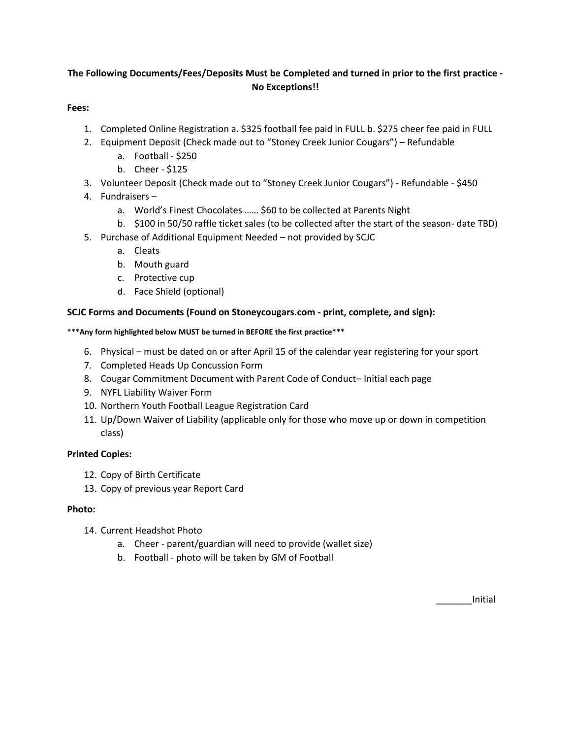**The Following Documents/Fees/Deposits Must be Completed and turned in prior to the first practice - No Exceptions!!**

**Fees:**

1. Completed Online Registration a. $325 football fee paid in FULL b. $275 cheer fee paid in FULL
2. Equipment Deposit (Check made out to "Stoney Creek Junior Cougars") – Refundable
   a. Football - $250
   b. Cheer - $125
3. Volunteer Deposit (Check made out to "Stoney Creek Junior Cougars") - Refundable - $450
4. Fundraisers –
   a. World's Finest Chocolates …… $60 to be collected at Parents Night
   b. $100 in 50/50 raffle ticket sales (to be collected after the start of the season- date TBD)
5. Purchase of Additional Equipment Needed – not provided by SCJC
   a. Cleats
   b. Mouth guard
   c. Protective cup
   d. Face Shield (optional)

**SCJC Forms and Documents (Found on Stoneycougars.com - print, complete, and sign):**

**\*\*\*Any form highlighted below MUST be turned in BEFORE the first practice\*\*\***

6. Physical – must be dated on or after April 15 of the calendar year registering for your sport
7. Completed Heads Up Concussion Form
8. Cougar Commitment Document with Parent Code of Conduct– Initial each page
9. NYFL Liability Waiver Form
10. Northern Youth Football League Registration Card
11. Up/Down Waiver of Liability (applicable only for those who move up or down in competition class)

**Printed Copies:**

12. Copy of Birth Certificate
13. Copy of previous year Report Card

**Photo:**

14. Current Headshot Photo
    a. Cheer - parent/guardian will need to provide (wallet size)
    b. Football - photo will be taken by GM of Football

_______Initial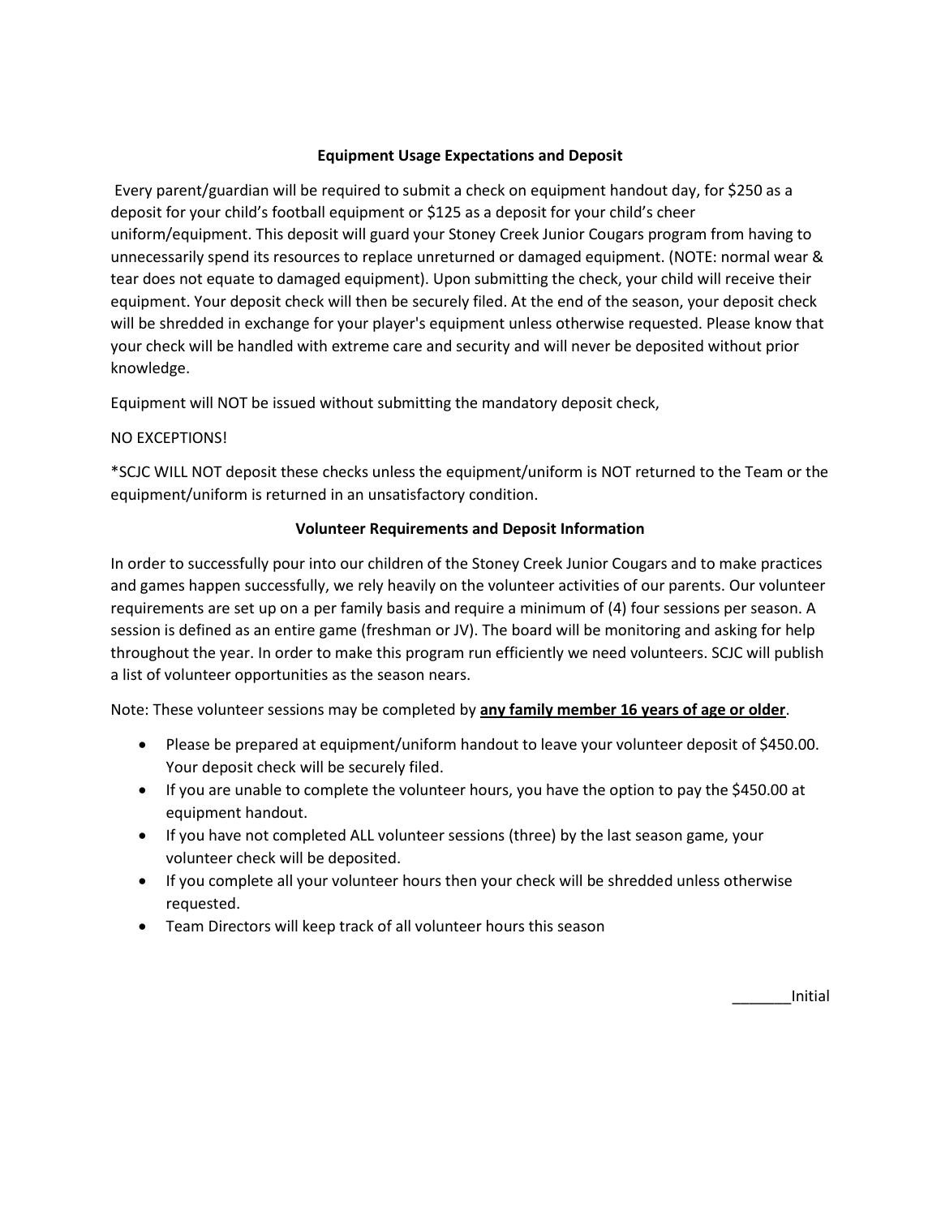**Equipment Usage Expectations and Deposit**

Every parent/guardian will be required to submit a check on equipment handout day, for $250 as a deposit for your child's football equipment or $125 as a deposit for your child's cheer uniform/equipment. This deposit will guard your Stoney Creek Junior Cougars program from having to unnecessarily spend its resources to replace unreturned or damaged equipment. (NOTE: normal wear & tear does not equate to damaged equipment). Upon submitting the check, your child will receive their equipment. Your deposit check will then be securely filed. At the end of the season, your deposit check will be shredded in exchange for your player's equipment unless otherwise requested. Please know that your check will be handled with extreme care and security and will never be deposited without prior knowledge.

Equipment will NOT be issued without submitting the mandatory deposit check,

NO EXCEPTIONS!

*SCJC WILL NOT deposit these checks unless the equipment/uniform is NOT returned to the Team or the equipment/uniform is returned in an unsatisfactory condition.

**Volunteer Requirements and Deposit Information**

In order to successfully pour into our children of the Stoney Creek Junior Cougars and to make practices and games happen successfully, we rely heavily on the volunteer activities of our parents. Our volunteer requirements are set up on a per family basis and require a minimum of (4) four sessions per season. A session is defined as an entire game (freshman or JV). The board will be monitoring and asking for help throughout the year. In order to make this program run efficiently we need volunteers. SCJC will publish a list of volunteer opportunities as the season nears.

Note: These volunteer sessions may be completed by **<u>any family member 16 years of age or older</u>**.

- Please be prepared at equipment/uniform handout to leave your volunteer deposit of $450.00. Your deposit check will be securely filed.
- If you are unable to complete the volunteer hours, you have the option to pay the $450.00 at equipment handout.
- If you have not completed ALL volunteer sessions (three) by the last season game, your volunteer check will be deposited.
- If you complete all your volunteer hours then your check will be shredded unless otherwise requested.
- Team Directors will keep track of all volunteer hours this season

_______Initial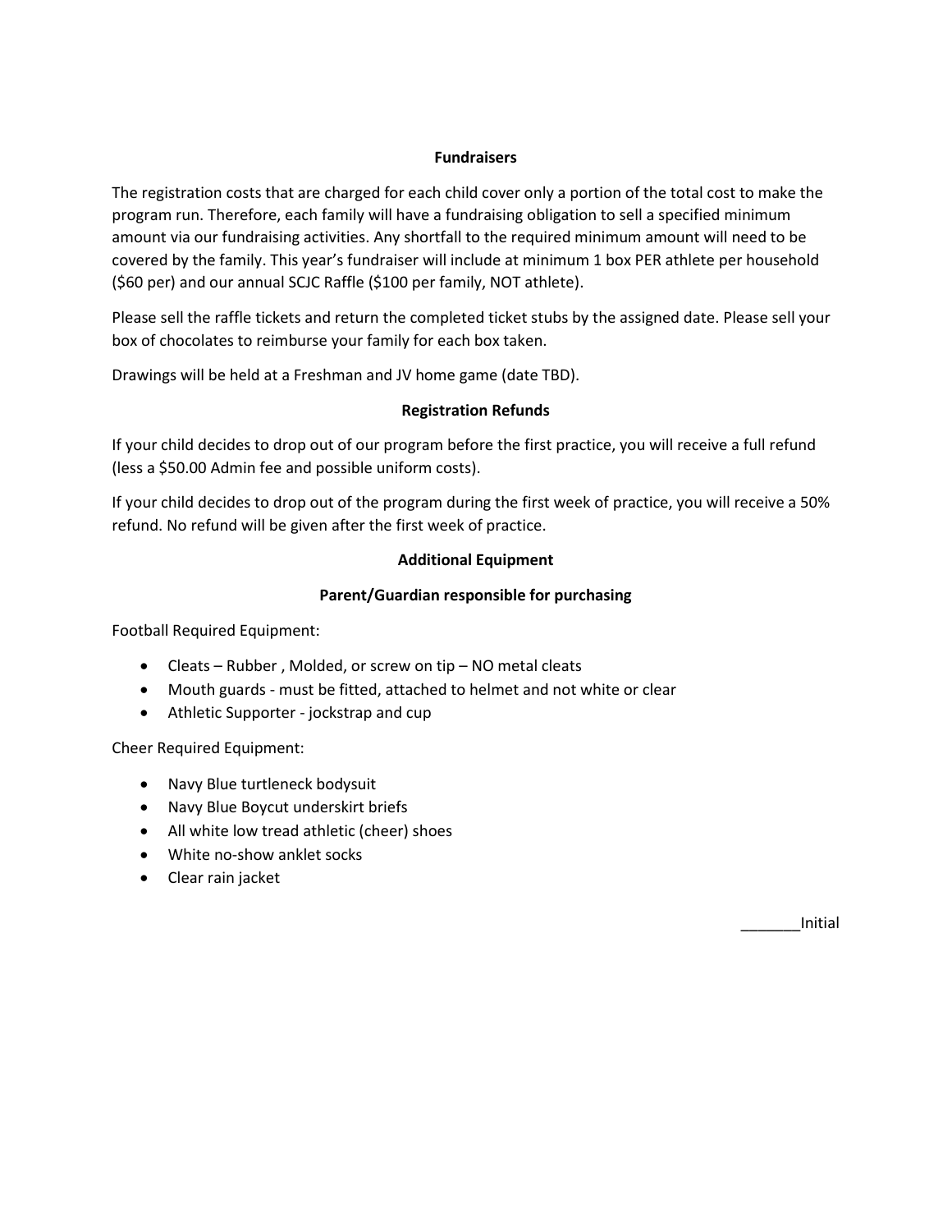## Fundraisers

The registration costs that are charged for each child cover only a portion of the total cost to make the program run. Therefore, each family will have a fundraising obligation to sell a specified minimum amount via our fundraising activities. Any shortfall to the required minimum amount will need to be covered by the family. This year's fundraiser will include at minimum 1 box PER athlete per household ($60 per) and our annual SCJC Raffle ($100 per family, NOT athlete).

Please sell the raffle tickets and return the completed ticket stubs by the assigned date. Please sell your box of chocolates to reimburse your family for each box taken.

Drawings will be held at a Freshman and JV home game (date TBD).

## Registration Refunds

If your child decides to drop out of our program before the first practice, you will receive a full refund (less a $50.00 Admin fee and possible uniform costs).

If your child decides to drop out of the program during the first week of practice, you will receive a 50% refund. No refund will be given after the first week of practice.

## Additional Equipment

### Parent/Guardian responsible for purchasing

Football Required Equipment:

- Cleats – Rubber , Molded, or screw on tip – NO metal cleats
- Mouth guards - must be fitted, attached to helmet and not white or clear
- Athletic Supporter - jockstrap and cup

Cheer Required Equipment:

- Navy Blue turtleneck bodysuit
- Navy Blue Boycut underskirt briefs
- All white low tread athletic (cheer) shoes
- White no-show anklet socks
- Clear rain jacket

_______Initial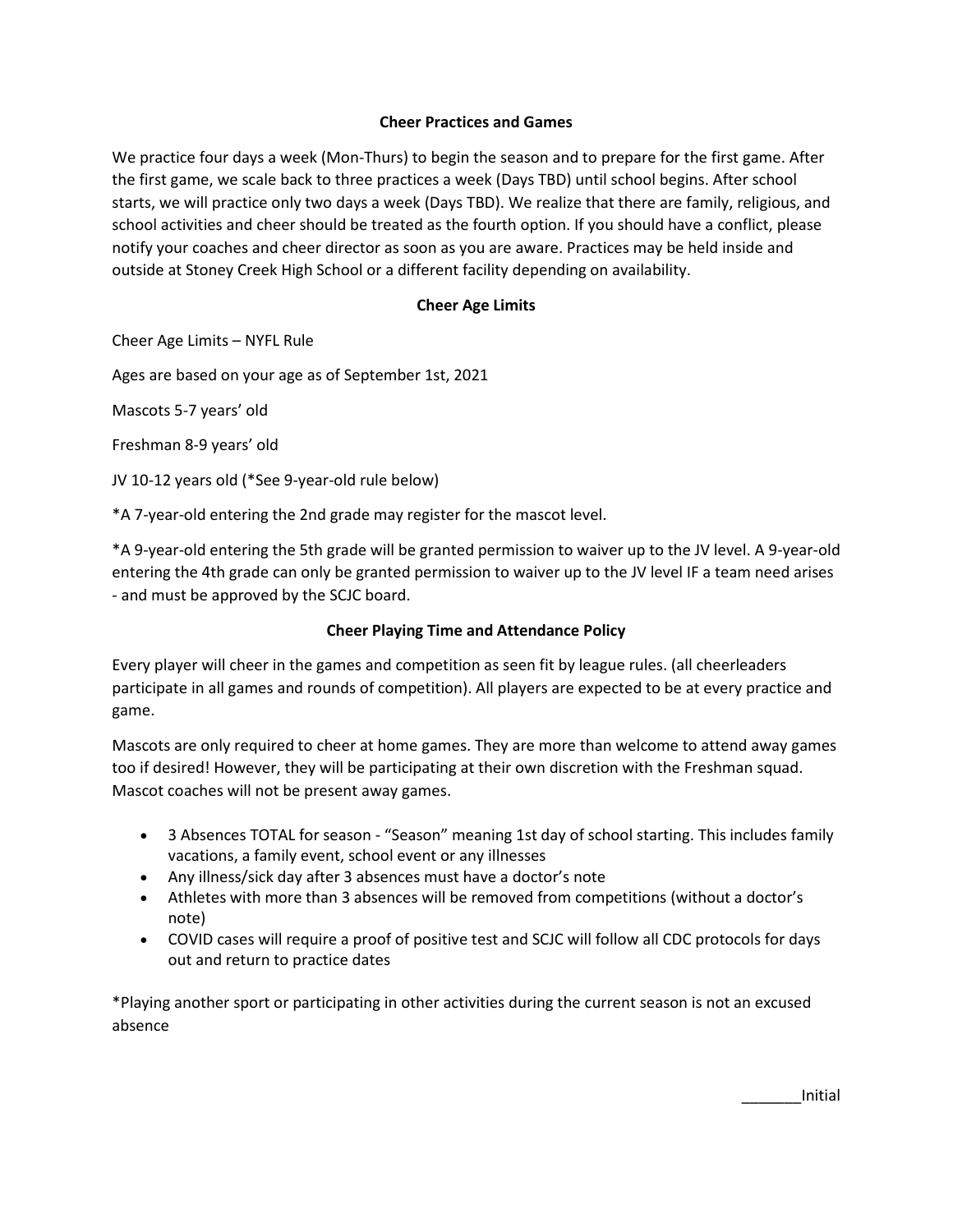**Cheer Practices and Games**

We practice four days a week (Mon-Thurs) to begin the season and to prepare for the first game. After the first game, we scale back to three practices a week (Days TBD) until school begins. After school starts, we will practice only two days a week (Days TBD). We realize that there are family, religious, and school activities and cheer should be treated as the fourth option. If you should have a conflict, please notify your coaches and cheer director as soon as you are aware. Practices may be held inside and outside at Stoney Creek High School or a different facility depending on availability.

**Cheer Age Limits**

Cheer Age Limits – NYFL Rule

Ages are based on your age as of September 1st, 2021

Mascots 5-7 years' old

Freshman 8-9 years' old

JV 10-12 years old (*See 9-year-old rule below)

*A 7-year-old entering the 2nd grade may register for the mascot level.

*A 9-year-old entering the 5th grade will be granted permission to waiver up to the JV level. A 9-year-old entering the 4th grade can only be granted permission to waiver up to the JV level IF a team need arises - and must be approved by the SCJC board.

**Cheer Playing Time and Attendance Policy**

Every player will cheer in the games and competition as seen fit by league rules. (all cheerleaders participate in all games and rounds of competition). All players are expected to be at every practice and game.

Mascots are only required to cheer at home games. They are more than welcome to attend away games too if desired! However, they will be participating at their own discretion with the Freshman squad. Mascot coaches will not be present away games.

- 3 Absences TOTAL for season - "Season" meaning 1st day of school starting. This includes family vacations, a family event, school event or any illnesses
- Any illness/sick day after 3 absences must have a doctor's note
- Athletes with more than 3 absences will be removed from competitions (without a doctor's note)
- COVID cases will require a proof of positive test and SCJC will follow all CDC protocols for days out and return to practice dates

*Playing another sport or participating in other activities during the current season is not an excused absence

_______Initial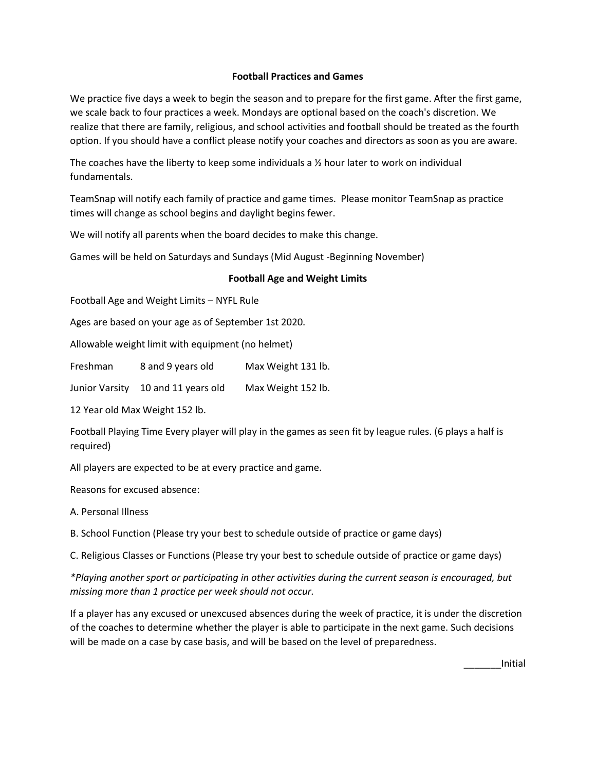## Football Practices and Games

We practice five days a week to begin the season and to prepare for the first game. After the first game, we scale back to four practices a week. Mondays are optional based on the coach's discretion. We realize that there are family, religious, and school activities and football should be treated as the fourth option. If you should have a conflict please notify your coaches and directors as soon as you are aware.

The coaches have the liberty to keep some individuals a ½ hour later to work on individual fundamentals.

TeamSnap will notify each family of practice and game times. Please monitor TeamSnap as practice times will change as school begins and daylight begins fewer.

We will notify all parents when the board decides to make this change.

Games will be held on Saturdays and Sundays (Mid August -Beginning November)

## Football Age and Weight Limits

Football Age and Weight Limits – NYFL Rule

Ages are based on your age as of September 1st 2020.

Allowable weight limit with equipment (no helmet)

| | | |
|---|---|---|
| Freshman | 8 and 9 years old | Max Weight 131 lb. |
| Junior Varsity | 10 and 11 years old | Max Weight 152 lb. |

12 Year old Max Weight 152 lb.

Football Playing Time Every player will play in the games as seen fit by league rules. (6 plays a half is required)

All players are expected to be at every practice and game.

Reasons for excused absence:

A. Personal Illness

B. School Function (Please try your best to schedule outside of practice or game days)

C. Religious Classes or Functions (Please try your best to schedule outside of practice or game days)

*\*Playing another sport or participating in other activities during the current season is encouraged, but missing more than 1 practice per week should not occur.*

If a player has any excused or unexcused absences during the week of practice, it is under the discretion of the coaches to determine whether the player is able to participate in the next game. Such decisions will be made on a case by case basis, and will be based on the level of preparedness.

_______Initial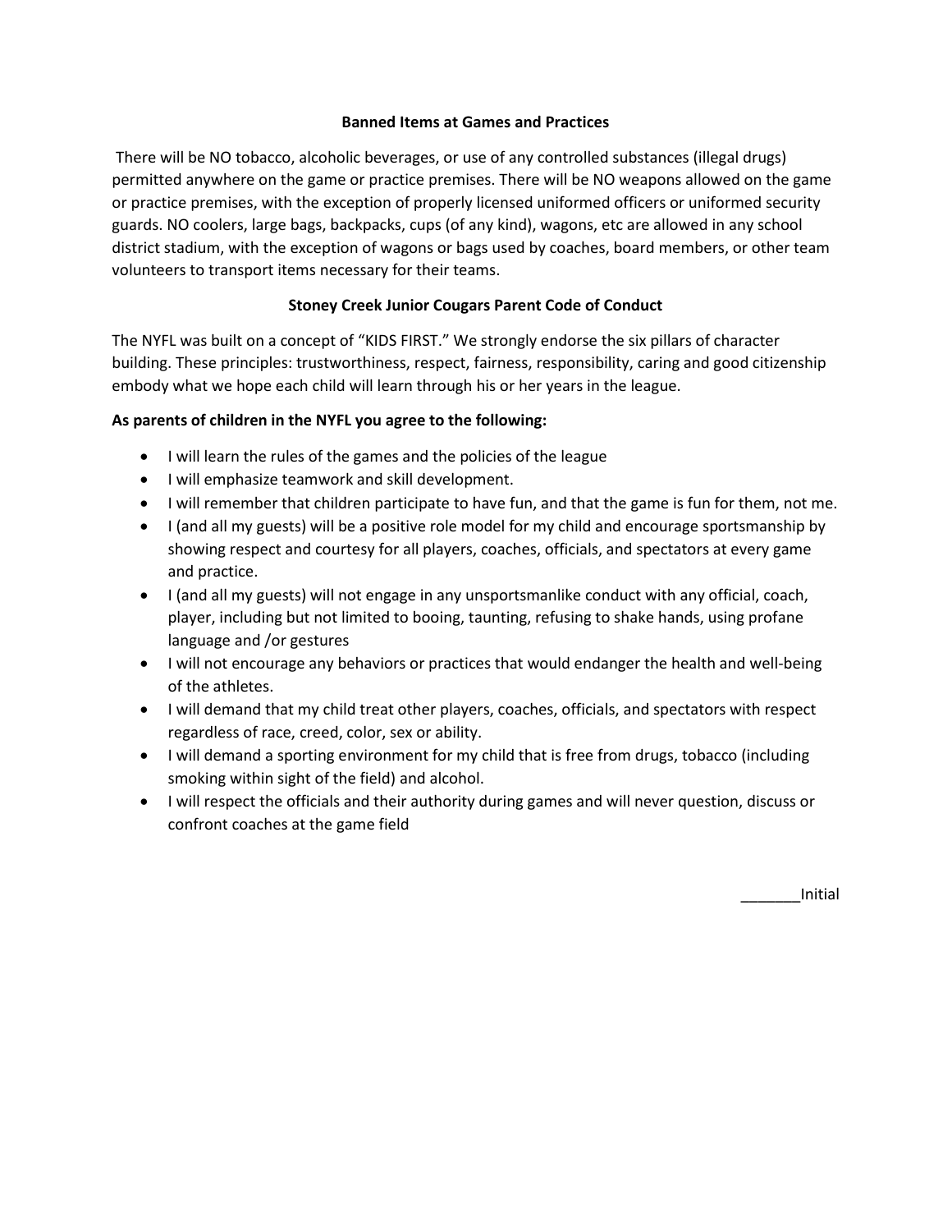**Banned Items at Games and Practices**

There will be NO tobacco, alcoholic beverages, or use of any controlled substances (illegal drugs) permitted anywhere on the game or practice premises. There will be NO weapons allowed on the game or practice premises, with the exception of properly licensed uniformed officers or uniformed security guards. NO coolers, large bags, backpacks, cups (of any kind), wagons, etc are allowed in any school district stadium, with the exception of wagons or bags used by coaches, board members, or other team volunteers to transport items necessary for their teams.

**Stoney Creek Junior Cougars Parent Code of Conduct**

The NYFL was built on a concept of "KIDS FIRST." We strongly endorse the six pillars of character building. These principles: trustworthiness, respect, fairness, responsibility, caring and good citizenship embody what we hope each child will learn through his or her years in the league.

**As parents of children in the NYFL you agree to the following:**

- I will learn the rules of the games and the policies of the league
- I will emphasize teamwork and skill development.
- I will remember that children participate to have fun, and that the game is fun for them, not me.
- I (and all my guests) will be a positive role model for my child and encourage sportsmanship by showing respect and courtesy for all players, coaches, officials, and spectators at every game and practice.
- I (and all my guests) will not engage in any unsportsmanlike conduct with any official, coach, player, including but not limited to booing, taunting, refusing to shake hands, using profane language and /or gestures
- I will not encourage any behaviors or practices that would endanger the health and well-being of the athletes.
- I will demand that my child treat other players, coaches, officials, and spectators with respect regardless of race, creed, color, sex or ability.
- I will demand a sporting environment for my child that is free from drugs, tobacco (including smoking within sight of the field) and alcohol.
- I will respect the officials and their authority during games and will never question, discuss or confront coaches at the game field

_______Initial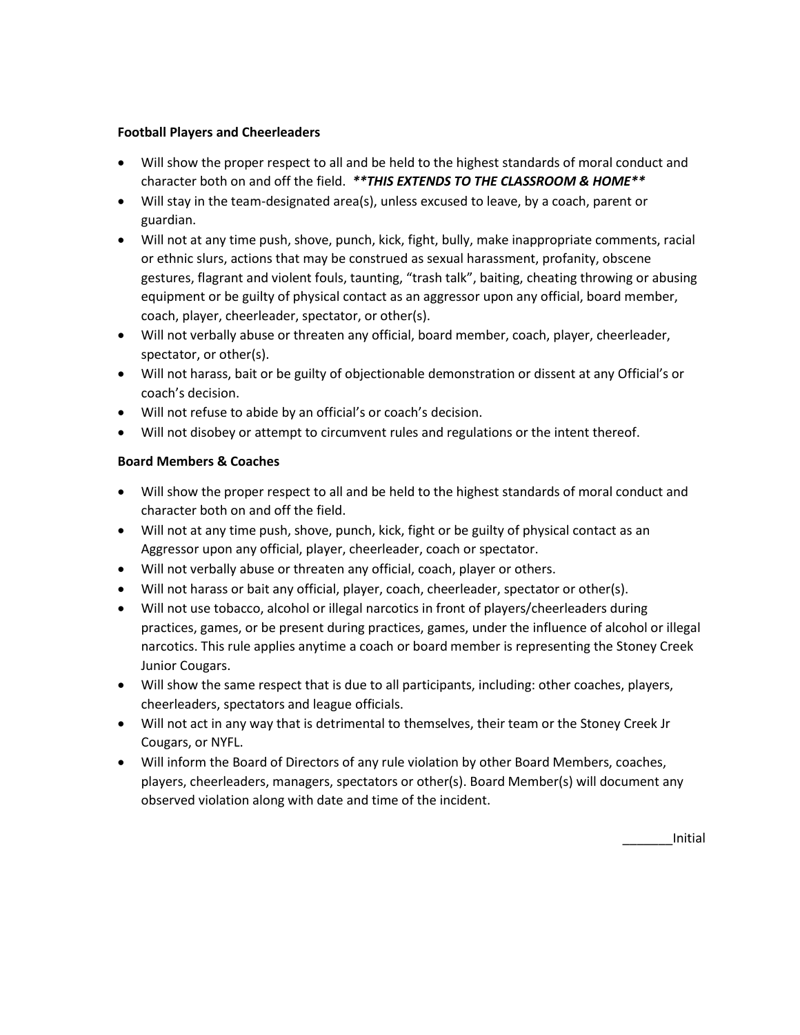**Football Players and Cheerleaders**

- Will show the proper respect to all and be held to the highest standards of moral conduct and character both on and off the field. ***\*\*THIS EXTENDS TO THE CLASSROOM & HOME\*\****
- Will stay in the team-designated area(s), unless excused to leave, by a coach, parent or guardian.
- Will not at any time push, shove, punch, kick, fight, bully, make inappropriate comments, racial or ethnic slurs, actions that may be construed as sexual harassment, profanity, obscene gestures, flagrant and violent fouls, taunting, "trash talk", baiting, cheating throwing or abusing equipment or be guilty of physical contact as an aggressor upon any official, board member, coach, player, cheerleader, spectator, or other(s).
- Will not verbally abuse or threaten any official, board member, coach, player, cheerleader, spectator, or other(s).
- Will not harass, bait or be guilty of objectionable demonstration or dissent at any Official's or coach's decision.
- Will not refuse to abide by an official's or coach's decision.
- Will not disobey or attempt to circumvent rules and regulations or the intent thereof.

**Board Members & Coaches**

- Will show the proper respect to all and be held to the highest standards of moral conduct and character both on and off the field.
- Will not at any time push, shove, punch, kick, fight or be guilty of physical contact as an Aggressor upon any official, player, cheerleader, coach or spectator.
- Will not verbally abuse or threaten any official, coach, player or others.
- Will not harass or bait any official, player, coach, cheerleader, spectator or other(s).
- Will not use tobacco, alcohol or illegal narcotics in front of players/cheerleaders during practices, games, or be present during practices, games, under the influence of alcohol or illegal narcotics. This rule applies anytime a coach or board member is representing the Stoney Creek Junior Cougars.
- Will show the same respect that is due to all participants, including: other coaches, players, cheerleaders, spectators and league officials.
- Will not act in any way that is detrimental to themselves, their team or the Stoney Creek Jr Cougars, or NYFL.
- Will inform the Board of Directors of any rule violation by other Board Members, coaches, players, cheerleaders, managers, spectators or other(s). Board Member(s) will document any observed violation along with date and time of the incident.

_______Initial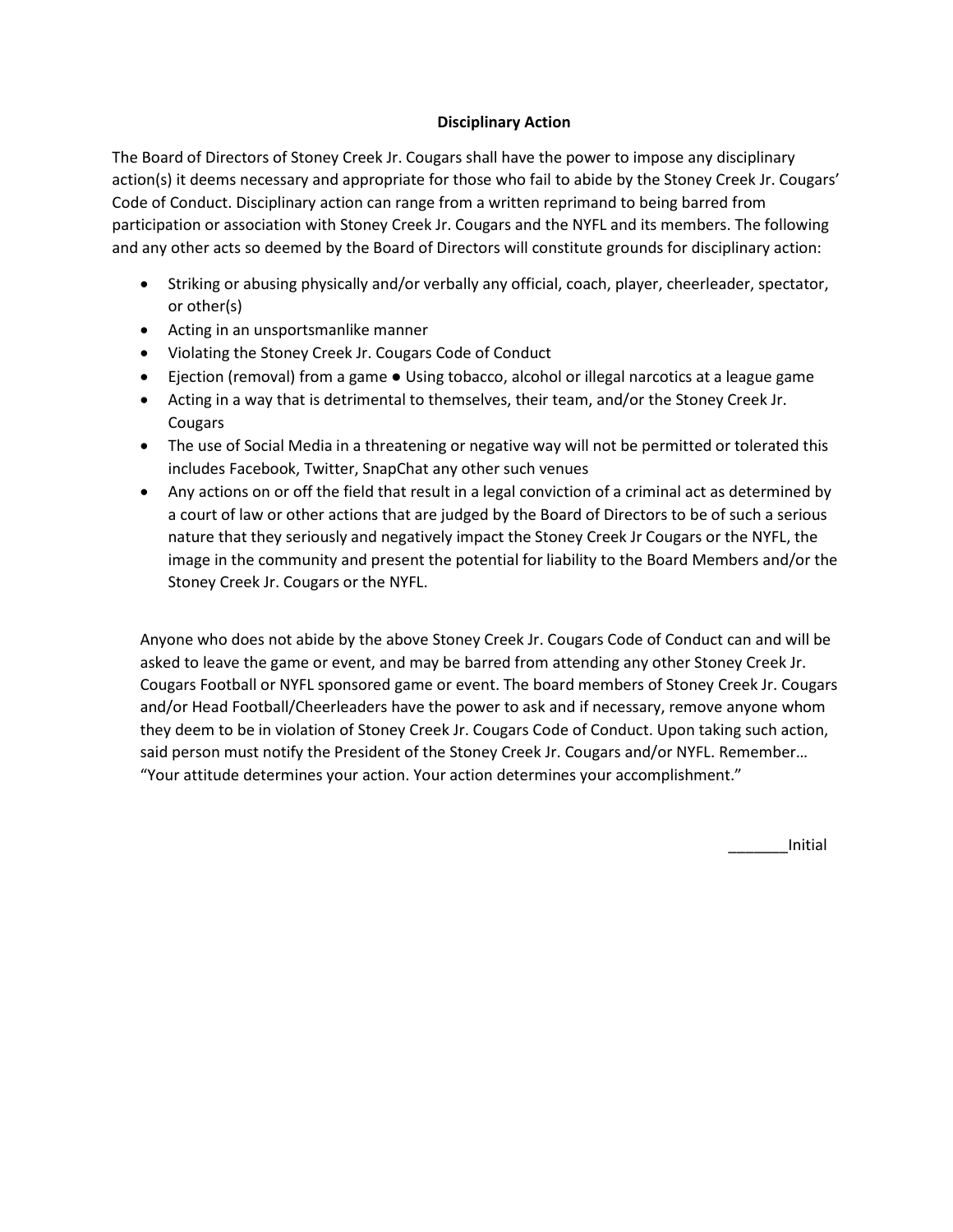## Disciplinary Action

The Board of Directors of Stoney Creek Jr. Cougars shall have the power to impose any disciplinary action(s) it deems necessary and appropriate for those who fail to abide by the Stoney Creek Jr. Cougars' Code of Conduct. Disciplinary action can range from a written reprimand to being barred from participation or association with Stoney Creek Jr. Cougars and the NYFL and its members. The following and any other acts so deemed by the Board of Directors will constitute grounds for disciplinary action:

- Striking or abusing physically and/or verbally any official, coach, player, cheerleader, spectator, or other(s)
- Acting in an unsportsmanlike manner
- Violating the Stoney Creek Jr. Cougars Code of Conduct
- Ejection (removal) from a game ● Using tobacco, alcohol or illegal narcotics at a league game
- Acting in a way that is detrimental to themselves, their team, and/or the Stoney Creek Jr. Cougars
- The use of Social Media in a threatening or negative way will not be permitted or tolerated this includes Facebook, Twitter, SnapChat any other such venues
- Any actions on or off the field that result in a legal conviction of a criminal act as determined by a court of law or other actions that are judged by the Board of Directors to be of such a serious nature that they seriously and negatively impact the Stoney Creek Jr Cougars or the NYFL, the image in the community and present the potential for liability to the Board Members and/or the Stoney Creek Jr. Cougars or the NYFL.

Anyone who does not abide by the above Stoney Creek Jr. Cougars Code of Conduct can and will be asked to leave the game or event, and may be barred from attending any other Stoney Creek Jr. Cougars Football or NYFL sponsored game or event. The board members of Stoney Creek Jr. Cougars and/or Head Football/Cheerleaders have the power to ask and if necessary, remove anyone whom they deem to be in violation of Stoney Creek Jr. Cougars Code of Conduct. Upon taking such action, said person must notify the President of the Stoney Creek Jr. Cougars and/or NYFL. Remember… "Your attitude determines your action. Your action determines your accomplishment."

_______Initial